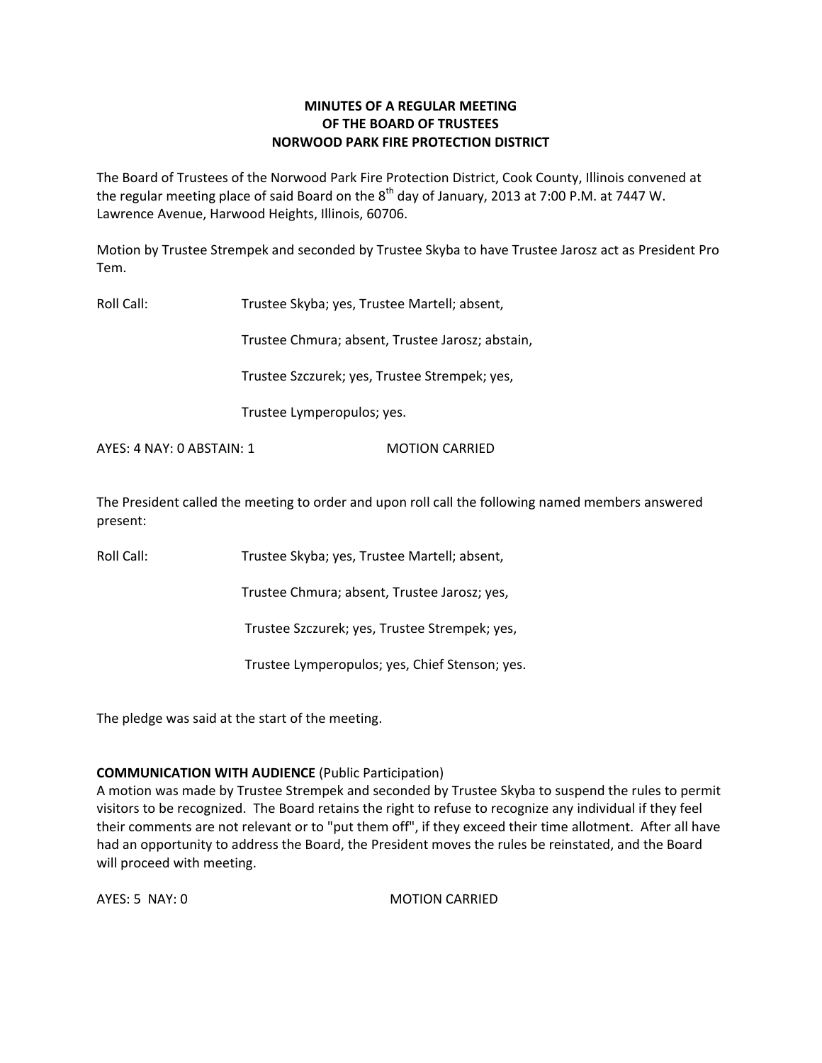# MINUTES OF A REGULAR MEETING OF THE BOARD OF TRUSTEES NORWOOD PARK FIRE PROTECTION DISTRICT

The Board of Trustees of the Norwood Park Fire Protection District, Cook County, Illinois convened at the regular meeting place of said Board on the 8th day of January, 2013 at 7:00 P.M. at 7447 W. Lawrence Avenue, Harwood Heights, Illinois, 60706.

Motion by Trustee Strempek and seconded by Trustee Skyba to have Trustee Jarosz act as President Pro Tem.

Roll Call: Trustee Skyba; yes, Trustee Martell; absent,

Trustee Chmura; absent, Trustee Jarosz; abstain,

Trustee Szczurek; yes, Trustee Strempek; yes,

Trustee Lymperopulos; yes.

AYES: 4 NAY: 0 ABSTAIN: 1 MOTION CARRIED

The President called the meeting to order and upon roll call the following named members answered present:

Roll Call: Trustee Skyba; yes, Trustee Martell; absent,

Trustee Chmura; absent, Trustee Jarosz; yes,

Trustee Szczurek; yes, Trustee Strempek; yes,

Trustee Lymperopulos; yes, Chief Stenson; yes.

The pledge was said at the start of the meeting.

**COMMUNICATION WITH AUDIENCE** (Public Participation)
A motion was made by Trustee Strempek and seconded by Trustee Skyba to suspend the rules to permit visitors to be recognized. The Board retains the right to refuse to recognize any individual if they feel their comments are not relevant or to "put them off", if they exceed their time allotment. After all have had an opportunity to address the Board, the President moves the rules be reinstated, and the Board will proceed with meeting.

AYES: 5 NAY: 0 MOTION CARRIED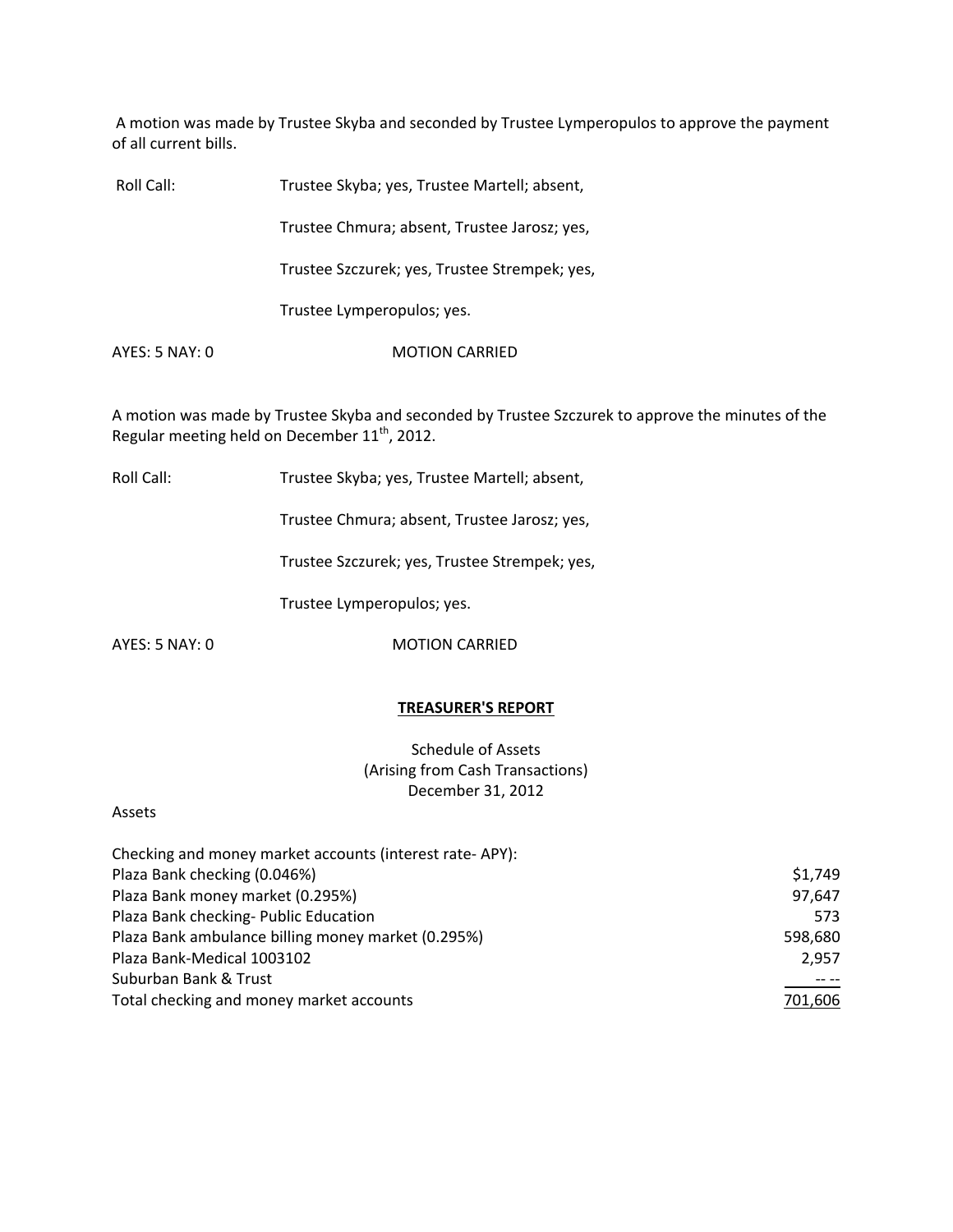A motion was made by Trustee Skyba and seconded by Trustee Lymperopulos to approve the payment of all current bills.

Roll Call: Trustee Skyba; yes, Trustee Martell; absent,

Trustee Chmura; absent, Trustee Jarosz; yes,

Trustee Szczurek; yes, Trustee Strempek; yes,

Trustee Lymperopulos; yes.

AYES: 5 NAY: 0 MOTION CARRIED

A motion was made by Trustee Skyba and seconded by Trustee Szczurek to approve the minutes of the Regular meeting held on December 11th, 2012.

Roll Call: Trustee Skyba; yes, Trustee Martell; absent,

Trustee Chmura; absent, Trustee Jarosz; yes,

Trustee Szczurek; yes, Trustee Strempek; yes,

Trustee Lymperopulos; yes.

AYES: 5 NAY: 0 MOTION CARRIED

## TREASURER'S REPORT

Schedule of Assets
(Arising from Cash Transactions)
December 31, 2012

Assets

| Checking and money market accounts (interest rate- APY): | |
|---|---|
| Plaza Bank checking (0.046%) | $1,749 |
| Plaza Bank money market (0.295%) | 97,647 |
| Plaza Bank checking- Public Education | 573 |
| Plaza Bank ambulance billing money market (0.295%) | 598,680 |
| Plaza Bank-Medical 1003102 | 2,957 |
| Suburban Bank & Trust | -- -- |
| Total checking and money market accounts | 701,606 |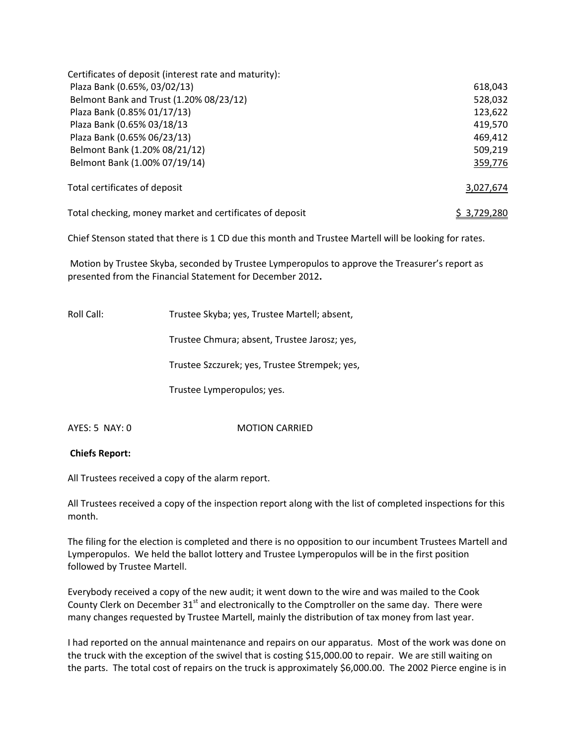| Certificates of deposit (interest rate and maturity): | |
|---|---|
| Plaza Bank (0.65%, 03/02/13) | 618,043 |
| Belmont Bank and Trust (1.20% 08/23/12) | 528,032 |
| Plaza Bank (0.85% 01/17/13) | 123,622 |
| Plaza Bank (0.65% 03/18/13 | 419,570 |
| Plaza Bank (0.65% 06/23/13) | 469,412 |
| Belmont Bank (1.20% 08/21/12) | 509,219 |
| Belmont Bank (1.00% 07/19/14) | 359,776 |
| Total certificates of deposit | 3,027,674 |
| Total checking, money market and certificates of deposit | $ 3,729,280 |

Chief Stenson stated that there is 1 CD due this month and Trustee Martell will be looking for rates.

Motion by Trustee Skyba, seconded by Trustee Lymperopulos to approve the Treasurer's report as presented from the Financial Statement for December 2012**.**

Roll Call: Trustee Skyba; yes, Trustee Martell; absent,

Trustee Chmura; absent, Trustee Jarosz; yes,

Trustee Szczurek; yes, Trustee Strempek; yes,

Trustee Lymperopulos; yes.

AYES: 5 NAY: 0 MOTION CARRIED

**Chiefs Report:**

All Trustees received a copy of the alarm report.

All Trustees received a copy of the inspection report along with the list of completed inspections for this month.

The filing for the election is completed and there is no opposition to our incumbent Trustees Martell and Lymperopulos. We held the ballot lottery and Trustee Lymperopulos will be in the first position followed by Trustee Martell.

Everybody received a copy of the new audit; it went down to the wire and was mailed to the Cook County Clerk on December 31st and electronically to the Comptroller on the same day. There were many changes requested by Trustee Martell, mainly the distribution of tax money from last year.

I had reported on the annual maintenance and repairs on our apparatus. Most of the work was done on the truck with the exception of the swivel that is costing $15,000.00 to repair. We are still waiting on the parts. The total cost of repairs on the truck is approximately $6,000.00. The 2002 Pierce engine is in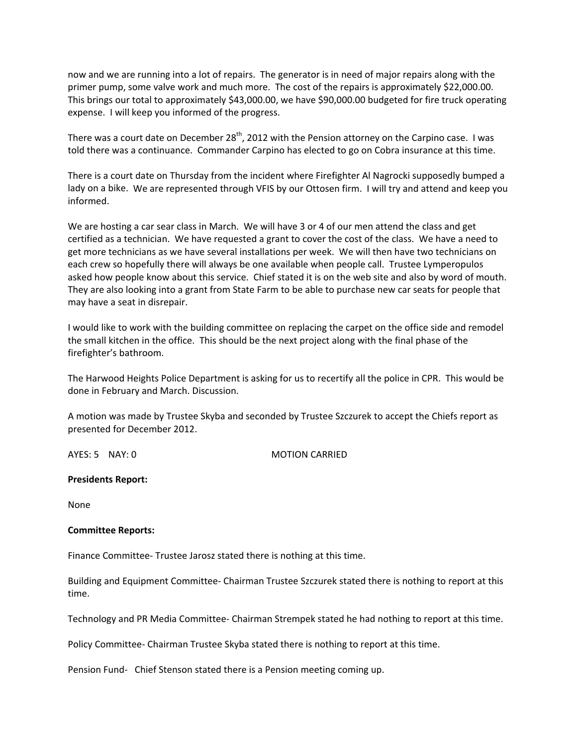now and we are running into a lot of repairs. The generator is in need of major repairs along with the primer pump, some valve work and much more. The cost of the repairs is approximately $22,000.00. This brings our total to approximately $43,000.00, we have $90,000.00 budgeted for fire truck operating expense. I will keep you informed of the progress.

There was a court date on December 28th, 2012 with the Pension attorney on the Carpino case. I was told there was a continuance. Commander Carpino has elected to go on Cobra insurance at this time.

There is a court date on Thursday from the incident where Firefighter Al Nagrocki supposedly bumped a lady on a bike. We are represented through VFIS by our Ottosen firm. I will try and attend and keep you informed.

We are hosting a car sear class in March. We will have 3 or 4 of our men attend the class and get certified as a technician. We have requested a grant to cover the cost of the class. We have a need to get more technicians as we have several installations per week. We will then have two technicians on each crew so hopefully there will always be one available when people call. Trustee Lymperopulos asked how people know about this service. Chief stated it is on the web site and also by word of mouth. They are also looking into a grant from State Farm to be able to purchase new car seats for people that may have a seat in disrepair.

I would like to work with the building committee on replacing the carpet on the office side and remodel the small kitchen in the office. This should be the next project along with the final phase of the firefighter's bathroom.

The Harwood Heights Police Department is asking for us to recertify all the police in CPR. This would be done in February and March. Discussion.

A motion was made by Trustee Skyba and seconded by Trustee Szczurek to accept the Chiefs report as presented for December 2012.

AYES: 5 NAY: 0 MOTION CARRIED

**Presidents Report:**

None

**Committee Reports:**

Finance Committee- Trustee Jarosz stated there is nothing at this time.

Building and Equipment Committee- Chairman Trustee Szczurek stated there is nothing to report at this time.

Technology and PR Media Committee- Chairman Strempek stated he had nothing to report at this time.

Policy Committee- Chairman Trustee Skyba stated there is nothing to report at this time.

Pension Fund- Chief Stenson stated there is a Pension meeting coming up.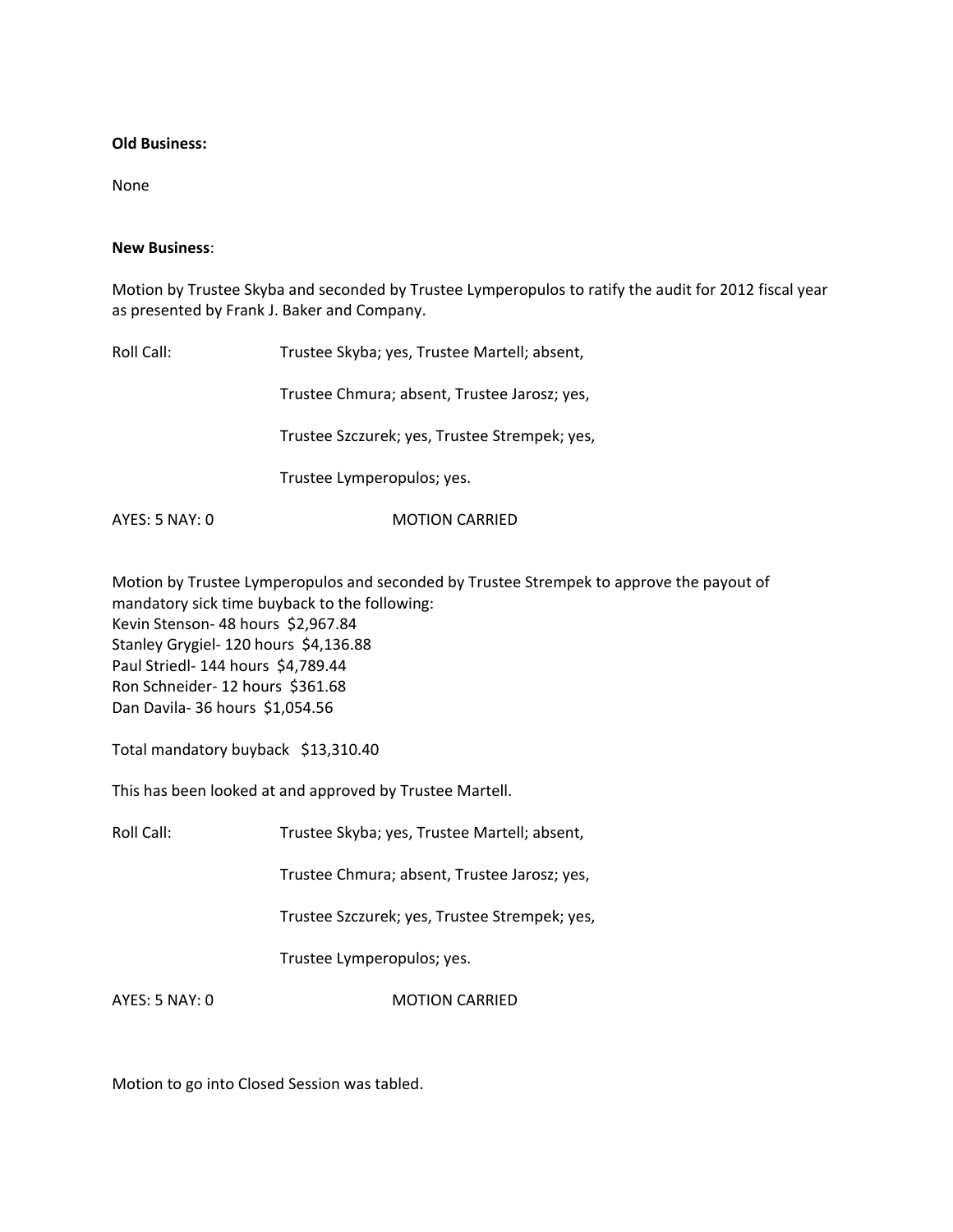**Old Business:**

None

**New Business**:

Motion by Trustee Skyba and seconded by Trustee Lymperopulos to ratify the audit for 2012 fiscal year as presented by Frank J. Baker and Company.

Roll Call: Trustee Skyba; yes, Trustee Martell; absent,

Trustee Chmura; absent, Trustee Jarosz; yes,

Trustee Szczurek; yes, Trustee Strempek; yes,

Trustee Lymperopulos; yes.

AYES: 5 NAY: 0 MOTION CARRIED

Motion by Trustee Lymperopulos and seconded by Trustee Strempek to approve the payout of mandatory sick time buyback to the following:
Kevin Stenson- 48 hours $2,967.84
Stanley Grygiel- 120 hours $4,136.88
Paul Striedl- 144 hours $4,789.44
Ron Schneider- 12 hours $361.68
Dan Davila- 36 hours $1,054.56

Total mandatory buyback $13,310.40

This has been looked at and approved by Trustee Martell.

Roll Call: Trustee Skyba; yes, Trustee Martell; absent,

Trustee Chmura; absent, Trustee Jarosz; yes,

Trustee Szczurek; yes, Trustee Strempek; yes,

Trustee Lymperopulos; yes.

AYES: 5 NAY: 0 MOTION CARRIED

Motion to go into Closed Session was tabled.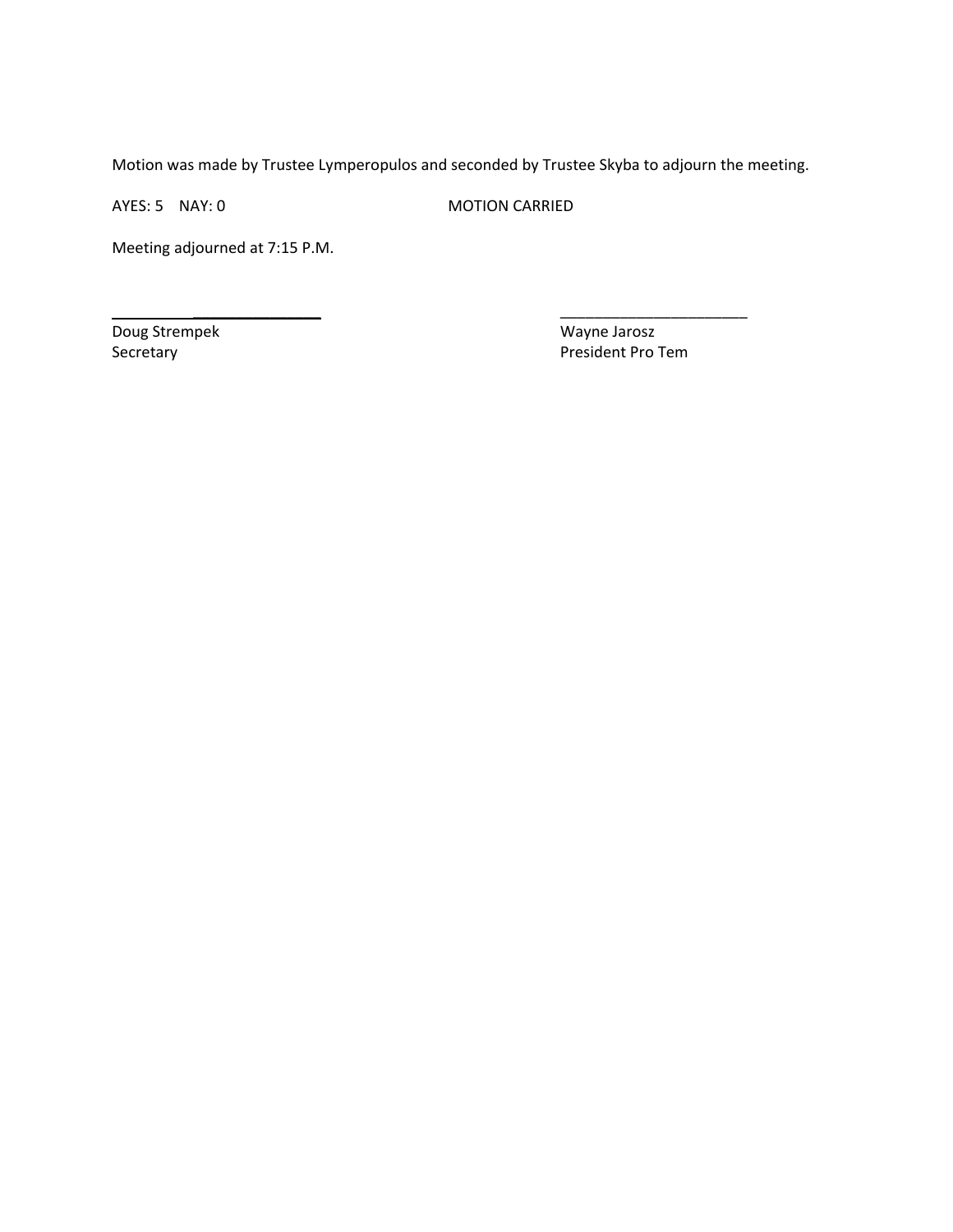Motion was made by Trustee Lymperopulos and seconded by Trustee Skyba to adjourn the meeting.

AYES: 5 NAY: 0 MOTION CARRIED

Meeting adjourned at 7:15 P.M.

\_\_\_\_\_\_\_\_\_\_\_\_\_\_\_\_\_\_\_\_\_\_ \_\_\_\_\_\_\_\_\_\_\_\_\_\_\_\_\_\_\_\_\_\_

Doug Strempek
Secretary

Wayne Jarosz
President Pro Tem